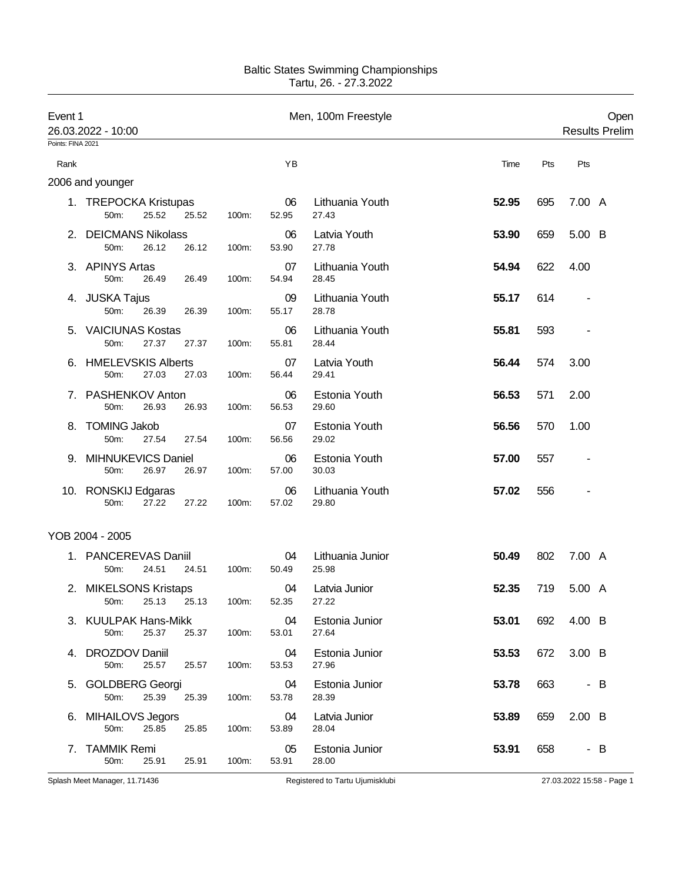Baltic States Swimming Championships
Tartu, 26. - 27.3.2022

Event 1 — Men, 100m Freestyle — Open

26.03.2022 - 10:00 — Results Prelim

Points: FINA 2021

## 2006 and younger

| Rank | Name | YB | Team | 50m | 100m | Split | Time | Pts | Pts | |
|---|---|---|---|---|---|---|---|---|---|---|
| 1. | TREPOCKA Kristupas | 06 | Lithuania Youth | 25.52 | 52.95 | 27.43 | **52.95** | 695 | 7.00 | A |
| 2. | DEICMANS Nikolass | 06 | Latvia Youth | 26.12 | 53.90 | 27.78 | **53.90** | 659 | 5.00 | B |
| 3. | APINYS Artas | 07 | Lithuania Youth | 26.49 | 54.94 | 28.45 | **54.94** | 622 | 4.00 | |
| 4. | JUSKA Tajus | 09 | Lithuania Youth | 26.39 | 55.17 | 28.78 | **55.17** | 614 | - | |
| 5. | VAICIUNAS Kostas | 06 | Lithuania Youth | 27.37 | 55.81 | 28.44 | **55.81** | 593 | - | |
| 6. | HMELEVSKIS Alberts | 07 | Latvia Youth | 27.03 | 56.44 | 29.41 | **56.44** | 574 | 3.00 | |
| 7. | PASHENKOV Anton | 06 | Estonia Youth | 26.93 | 56.53 | 29.60 | **56.53** | 571 | 2.00 | |
| 8. | TOMING Jakob | 07 | Estonia Youth | 27.54 | 56.56 | 29.02 | **56.56** | 570 | 1.00 | |
| 9. | MIHNUKEVICS Daniel | 06 | Estonia Youth | 26.97 | 57.00 | 30.03 | **57.00** | 557 | - | |
| 10. | RONSKIJ Edgaras | 06 | Lithuania Youth | 27.22 | 57.02 | 29.80 | **57.02** | 556 | - | |

## YOB 2004 - 2005

| Rank | Name | YB | Team | 50m | 100m | Split | Time | Pts | Pts | |
|---|---|---|---|---|---|---|---|---|---|---|
| 1. | PANCEREVAS Daniil | 04 | Lithuania Junior | 24.51 | 50.49 | 25.98 | **50.49** | 802 | 7.00 | A |
| 2. | MIKELSONS Kristaps | 04 | Latvia Junior | 25.13 | 52.35 | 27.22 | **52.35** | 719 | 5.00 | A |
| 3. | KUULPAK Hans-Mikk | 04 | Estonia Junior | 25.37 | 53.01 | 27.64 | **53.01** | 692 | 4.00 | B |
| 4. | DROZDOV Daniil | 04 | Estonia Junior | 25.57 | 53.53 | 27.96 | **53.53** | 672 | 3.00 | B |
| 5. | GOLDBERG Georgi | 04 | Estonia Junior | 25.39 | 53.78 | 28.39 | **53.78** | 663 | - | B |
| 6. | MIHAILOVS Jegors | 04 | Latvia Junior | 25.85 | 53.89 | 28.04 | **53.89** | 659 | 2.00 | B |
| 7. | TAMMIK Remi | 05 | Estonia Junior | 25.91 | 53.91 | 28.00 | **53.91** | 658 | - | B |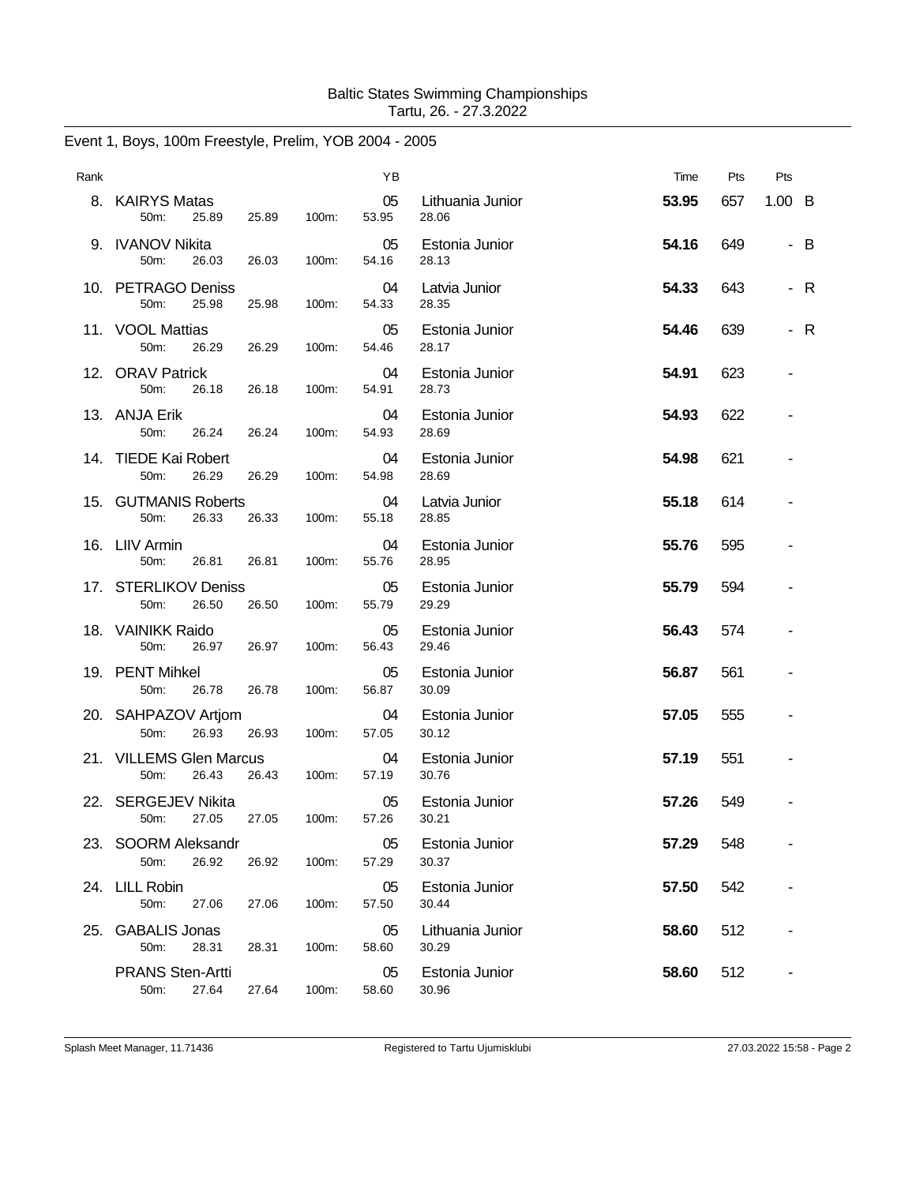Baltic States Swimming Championships
Tartu, 26. - 27.3.2022

## Event 1, Boys, 100m Freestyle, Prelim, YOB 2004 - 2005

| Rank | Name | | | | YB | Club | Time | Pts | Pts | |
|---|---|---|---|---|---|---|---|---|---|---|
| 8. | KAIRYS Matas | | | | 05 | Lithuania Junior | **53.95** | 657 | 1.00 | B |
| | 50m: | 25.89 | 25.89 | 100m: | 53.95 | 28.06 | | | | |
| 9. | IVANOV Nikita | | | | 05 | Estonia Junior | **54.16** | 649 | - | B |
| | 50m: | 26.03 | 26.03 | 100m: | 54.16 | 28.13 | | | | |
| 10. | PETRAGO Deniss | | | | 04 | Latvia Junior | **54.33** | 643 | - | R |
| | 50m: | 25.98 | 25.98 | 100m: | 54.33 | 28.35 | | | | |
| 11. | VOOL Mattias | | | | 05 | Estonia Junior | **54.46** | 639 | - | R |
| | 50m: | 26.29 | 26.29 | 100m: | 54.46 | 28.17 | | | | |
| 12. | ORAV Patrick | | | | 04 | Estonia Junior | **54.91** | 623 | - | |
| | 50m: | 26.18 | 26.18 | 100m: | 54.91 | 28.73 | | | | |
| 13. | ANJA Erik | | | | 04 | Estonia Junior | **54.93** | 622 | - | |
| | 50m: | 26.24 | 26.24 | 100m: | 54.93 | 28.69 | | | | |
| 14. | TIEDE Kai Robert | | | | 04 | Estonia Junior | **54.98** | 621 | - | |
| | 50m: | 26.29 | 26.29 | 100m: | 54.98 | 28.69 | | | | |
| 15. | GUTMANIS Roberts | | | | 04 | Latvia Junior | **55.18** | 614 | - | |
| | 50m: | 26.33 | 26.33 | 100m: | 55.18 | 28.85 | | | | |
| 16. | LIIV Armin | | | | 04 | Estonia Junior | **55.76** | 595 | - | |
| | 50m: | 26.81 | 26.81 | 100m: | 55.76 | 28.95 | | | | |
| 17. | STERLIKOV Deniss | | | | 05 | Estonia Junior | **55.79** | 594 | - | |
| | 50m: | 26.50 | 26.50 | 100m: | 55.79 | 29.29 | | | | |
| 18. | VAINIKK Raido | | | | 05 | Estonia Junior | **56.43** | 574 | - | |
| | 50m: | 26.97 | 26.97 | 100m: | 56.43 | 29.46 | | | | |
| 19. | PENT Mihkel | | | | 05 | Estonia Junior | **56.87** | 561 | - | |
| | 50m: | 26.78 | 26.78 | 100m: | 56.87 | 30.09 | | | | |
| 20. | SAHPAZOV Artjom | | | | 04 | Estonia Junior | **57.05** | 555 | - | |
| | 50m: | 26.93 | 26.93 | 100m: | 57.05 | 30.12 | | | | |
| 21. | VILLEMS Glen Marcus | | | | 04 | Estonia Junior | **57.19** | 551 | - | |
| | 50m: | 26.43 | 26.43 | 100m: | 57.19 | 30.76 | | | | |
| 22. | SERGEJEV Nikita | | | | 05 | Estonia Junior | **57.26** | 549 | - | |
| | 50m: | 27.05 | 27.05 | 100m: | 57.26 | 30.21 | | | | |
| 23. | SOORM Aleksandr | | | | 05 | Estonia Junior | **57.29** | 548 | - | |
| | 50m: | 26.92 | 26.92 | 100m: | 57.29 | 30.37 | | | | |
| 24. | LILL Robin | | | | 05 | Estonia Junior | **57.50** | 542 | - | |
| | 50m: | 27.06 | 27.06 | 100m: | 57.50 | 30.44 | | | | |
| 25. | GABALIS Jonas | | | | 05 | Lithuania Junior | **58.60** | 512 | - | |
| | 50m: | 28.31 | 28.31 | 100m: | 58.60 | 30.29 | | | | |
| | PRANS Sten-Artti | | | | 05 | Estonia Junior | **58.60** | 512 | - | |
| | 50m: | 27.64 | 27.64 | 100m: | 58.60 | 30.96 | | | | |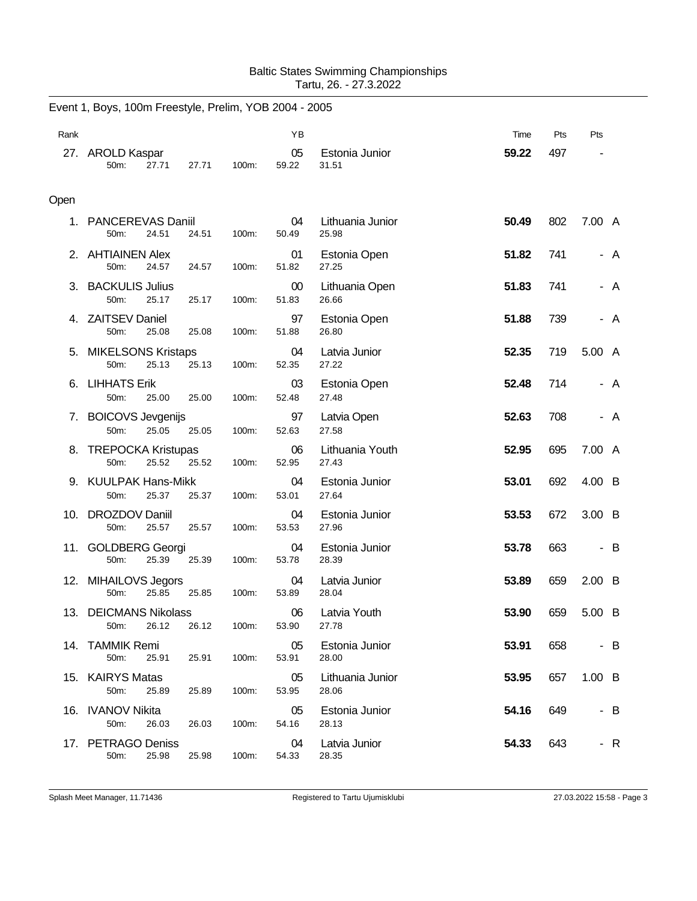Baltic States Swimming Championships
Tartu, 26. - 27.3.2022

## Event 1, Boys, 100m Freestyle, Prelim, YOB 2004 - 2005

| Rank | Name | YB | Club | Time | Pts | Pts | |
|---|---|---|---|---|---|---|---|
| 27. | AROLD Kaspar | 05 | Estonia Junior | **59.22** | 497 | - | |
| | 50m: 27.71 27.71 100m: 59.22 31.51 | | | | | | |

### Open

| Rank | Name | YB | Club | Time | Pts | Pts | |
|---|---|---|---|---|---|---|---|
| 1. | PANCEREVAS Daniil | 04 | Lithuania Junior | **50.49** | 802 | 7.00 | A |
| | 50m: 24.51 24.51 100m: 50.49 25.98 | | | | | | |
| 2. | AHTIAINEN Alex | 01 | Estonia Open | **51.82** | 741 | - | A |
| | 50m: 24.57 24.57 100m: 51.82 27.25 | | | | | | |
| 3. | BACKULIS Julius | 00 | Lithuania Open | **51.83** | 741 | - | A |
| | 50m: 25.17 25.17 100m: 51.83 26.66 | | | | | | |
| 4. | ZAITSEV Daniel | 97 | Estonia Open | **51.88** | 739 | - | A |
| | 50m: 25.08 25.08 100m: 51.88 26.80 | | | | | | |
| 5. | MIKELSONS Kristaps | 04 | Latvia Junior | **52.35** | 719 | 5.00 | A |
| | 50m: 25.13 25.13 100m: 52.35 27.22 | | | | | | |
| 6. | LIHHATS Erik | 03 | Estonia Open | **52.48** | 714 | - | A |
| | 50m: 25.00 25.00 100m: 52.48 27.48 | | | | | | |
| 7. | BOICOVS Jevgenijs | 97 | Latvia Open | **52.63** | 708 | - | A |
| | 50m: 25.05 25.05 100m: 52.63 27.58 | | | | | | |
| 8. | TREPOCKA Kristupas | 06 | Lithuania Youth | **52.95** | 695 | 7.00 | A |
| | 50m: 25.52 25.52 100m: 52.95 27.43 | | | | | | |
| 9. | KUULPAK Hans-Mikk | 04 | Estonia Junior | **53.01** | 692 | 4.00 | B |
| | 50m: 25.37 25.37 100m: 53.01 27.64 | | | | | | |
| 10. | DROZDOV Daniil | 04 | Estonia Junior | **53.53** | 672 | 3.00 | B |
| | 50m: 25.57 25.57 100m: 53.53 27.96 | | | | | | |
| 11. | GOLDBERG Georgi | 04 | Estonia Junior | **53.78** | 663 | - | B |
| | 50m: 25.39 25.39 100m: 53.78 28.39 | | | | | | |
| 12. | MIHAILOVS Jegors | 04 | Latvia Junior | **53.89** | 659 | 2.00 | B |
| | 50m: 25.85 25.85 100m: 53.89 28.04 | | | | | | |
| 13. | DEICMANS Nikolass | 06 | Latvia Youth | **53.90** | 659 | 5.00 | B |
| | 50m: 26.12 26.12 100m: 53.90 27.78 | | | | | | |
| 14. | TAMMIK Remi | 05 | Estonia Junior | **53.91** | 658 | - | B |
| | 50m: 25.91 25.91 100m: 53.91 28.00 | | | | | | |
| 15. | KAIRYS Matas | 05 | Lithuania Junior | **53.95** | 657 | 1.00 | B |
| | 50m: 25.89 25.89 100m: 53.95 28.06 | | | | | | |
| 16. | IVANOV Nikita | 05 | Estonia Junior | **54.16** | 649 | - | B |
| | 50m: 26.03 26.03 100m: 54.16 28.13 | | | | | | |
| 17. | PETRAGO Deniss | 04 | Latvia Junior | **54.33** | 643 | - | R |
| | 50m: 25.98 25.98 100m: 54.33 28.35 | | | | | | |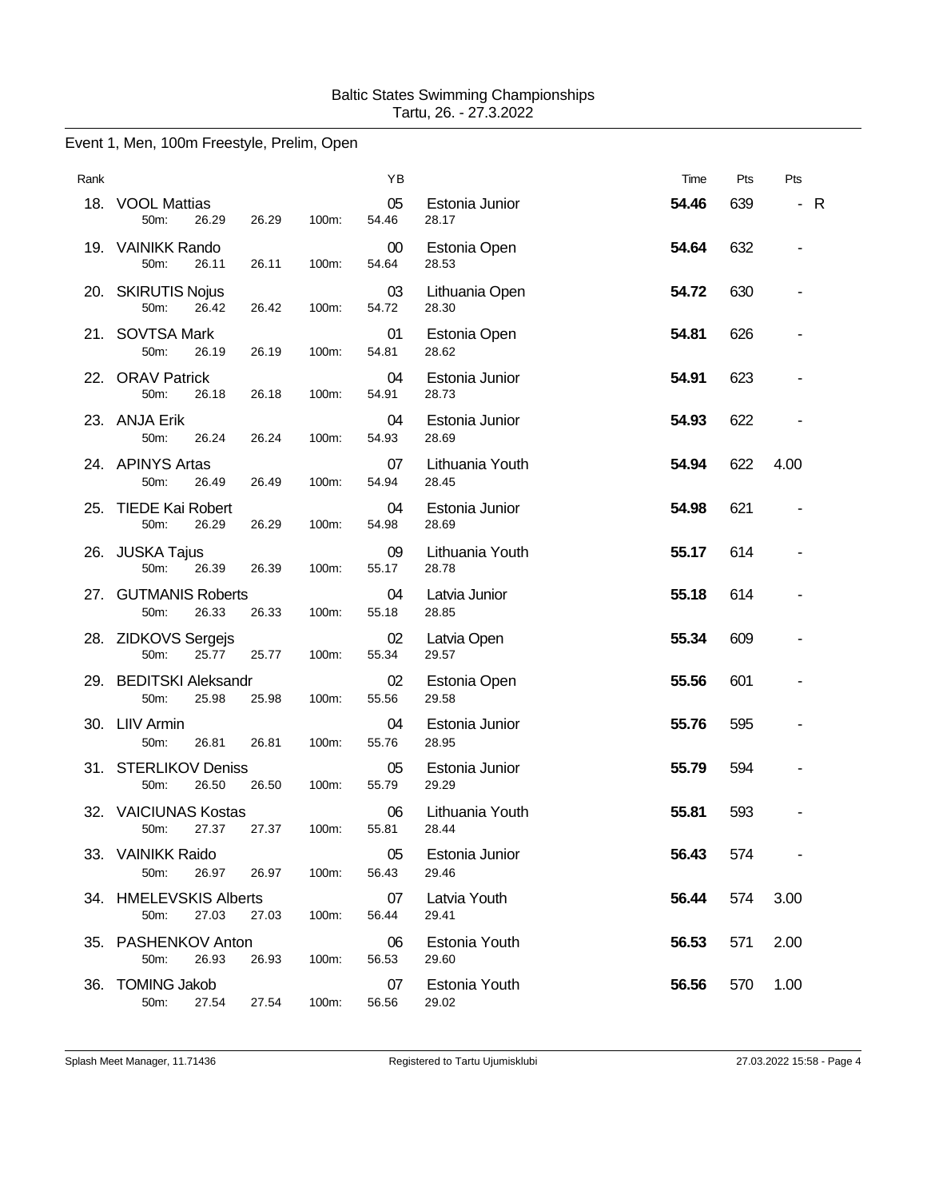Baltic States Swimming Championships
Tartu, 26. - 27.3.2022

## Event 1, Men, 100m Freestyle, Prelim, Open

| Rank | Name | | | | | YB | Club | Time | Pts | Pts |
|---|---|---|---|---|---|---|---|---|---|---|
| 18. | VOOL Mattias | | | | | 05 | Estonia Junior | **54.46** | 639 | - R |
| | 50m: | 26.29 | 26.29 | 100m: | | 54.46 | 28.17 | | | |
| 19. | VAINIKK Rando | | | | | 00 | Estonia Open | **54.64** | 632 | - |
| | 50m: | 26.11 | 26.11 | 100m: | | 54.64 | 28.53 | | | |
| 20. | SKIRUTIS Nojus | | | | | 03 | Lithuania Open | **54.72** | 630 | - |
| | 50m: | 26.42 | 26.42 | 100m: | | 54.72 | 28.30 | | | |
| 21. | SOVTSA Mark | | | | | 01 | Estonia Open | **54.81** | 626 | - |
| | 50m: | 26.19 | 26.19 | 100m: | | 54.81 | 28.62 | | | |
| 22. | ORAV Patrick | | | | | 04 | Estonia Junior | **54.91** | 623 | - |
| | 50m: | 26.18 | 26.18 | 100m: | | 54.91 | 28.73 | | | |
| 23. | ANJA Erik | | | | | 04 | Estonia Junior | **54.93** | 622 | - |
| | 50m: | 26.24 | 26.24 | 100m: | | 54.93 | 28.69 | | | |
| 24. | APINYS Artas | | | | | 07 | Lithuania Youth | **54.94** | 622 | 4.00 |
| | 50m: | 26.49 | 26.49 | 100m: | | 54.94 | 28.45 | | | |
| 25. | TIEDE Kai Robert | | | | | 04 | Estonia Junior | **54.98** | 621 | - |
| | 50m: | 26.29 | 26.29 | 100m: | | 54.98 | 28.69 | | | |
| 26. | JUSKA Tajus | | | | | 09 | Lithuania Youth | **55.17** | 614 | - |
| | 50m: | 26.39 | 26.39 | 100m: | | 55.17 | 28.78 | | | |
| 27. | GUTMANIS Roberts | | | | | 04 | Latvia Junior | **55.18** | 614 | - |
| | 50m: | 26.33 | 26.33 | 100m: | | 55.18 | 28.85 | | | |
| 28. | ZIDKOVS Sergejs | | | | | 02 | Latvia Open | **55.34** | 609 | - |
| | 50m: | 25.77 | 25.77 | 100m: | | 55.34 | 29.57 | | | |
| 29. | BEDITSKI Aleksandr | | | | | 02 | Estonia Open | **55.56** | 601 | - |
| | 50m: | 25.98 | 25.98 | 100m: | | 55.56 | 29.58 | | | |
| 30. | LIIV Armin | | | | | 04 | Estonia Junior | **55.76** | 595 | - |
| | 50m: | 26.81 | 26.81 | 100m: | | 55.76 | 28.95 | | | |
| 31. | STERLIKOV Deniss | | | | | 05 | Estonia Junior | **55.79** | 594 | - |
| | 50m: | 26.50 | 26.50 | 100m: | | 55.79 | 29.29 | | | |
| 32. | VAICIUNAS Kostas | | | | | 06 | Lithuania Youth | **55.81** | 593 | - |
| | 50m: | 27.37 | 27.37 | 100m: | | 55.81 | 28.44 | | | |
| 33. | VAINIKK Raido | | | | | 05 | Estonia Junior | **56.43** | 574 | - |
| | 50m: | 26.97 | 26.97 | 100m: | | 56.43 | 29.46 | | | |
| 34. | HMELEVSKIS Alberts | | | | | 07 | Latvia Youth | **56.44** | 574 | 3.00 |
| | 50m: | 27.03 | 27.03 | 100m: | | 56.44 | 29.41 | | | |
| 35. | PASHENKOV Anton | | | | | 06 | Estonia Youth | **56.53** | 571 | 2.00 |
| | 50m: | 26.93 | 26.93 | 100m: | | 56.53 | 29.60 | | | |
| 36. | TOMING Jakob | | | | | 07 | Estonia Youth | **56.56** | 570 | 1.00 |
| | 50m: | 27.54 | 27.54 | 100m: | | 56.56 | 29.02 | | | |

Splash Meet Manager, 11.71436 Registered to Tartu Ujumisklubi 27.03.2022 15:58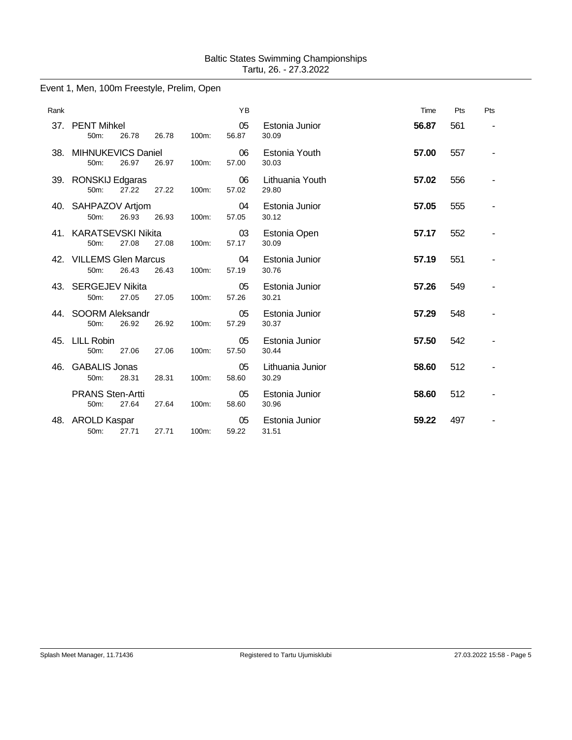Baltic States Swimming Championships
Tartu, 26. - 27.3.2022

Event 1, Men, 100m Freestyle, Prelim, Open

| Rank | | | | | YB | | Time | Pts | Pts |
|---|---|---|---|---|---|---|---|---|---|
| 37. | PENT Mihkel | | | | 05 | Estonia Junior | **56.87** | 561 | - |
| | 50m: | 26.78 | 26.78 | 100m: | 56.87 | 30.09 | | | |
| 38. | MIHNUKEVICS Daniel | | | | 06 | Estonia Youth | **57.00** | 557 | - |
| | 50m: | 26.97 | 26.97 | 100m: | 57.00 | 30.03 | | | |
| 39. | RONSKIJ Edgaras | | | | 06 | Lithuania Youth | **57.02** | 556 | - |
| | 50m: | 27.22 | 27.22 | 100m: | 57.02 | 29.80 | | | |
| 40. | SAHPAZOV Artjom | | | | 04 | Estonia Junior | **57.05** | 555 | - |
| | 50m: | 26.93 | 26.93 | 100m: | 57.05 | 30.12 | | | |
| 41. | KARATSEVSKI Nikita | | | | 03 | Estonia Open | **57.17** | 552 | - |
| | 50m: | 27.08 | 27.08 | 100m: | 57.17 | 30.09 | | | |
| 42. | VILLEMS Glen Marcus | | | | 04 | Estonia Junior | **57.19** | 551 | - |
| | 50m: | 26.43 | 26.43 | 100m: | 57.19 | 30.76 | | | |
| 43. | SERGEJEV Nikita | | | | 05 | Estonia Junior | **57.26** | 549 | - |
| | 50m: | 27.05 | 27.05 | 100m: | 57.26 | 30.21 | | | |
| 44. | SOORM Aleksandr | | | | 05 | Estonia Junior | **57.29** | 548 | - |
| | 50m: | 26.92 | 26.92 | 100m: | 57.29 | 30.37 | | | |
| 45. | LILL Robin | | | | 05 | Estonia Junior | **57.50** | 542 | - |
| | 50m: | 27.06 | 27.06 | 100m: | 57.50 | 30.44 | | | |
| 46. | GABALIS Jonas | | | | 05 | Lithuania Junior | **58.60** | 512 | - |
| | 50m: | 28.31 | 28.31 | 100m: | 58.60 | 30.29 | | | |
| | PRANS Sten-Artti | | | | 05 | Estonia Junior | **58.60** | 512 | - |
| | 50m: | 27.64 | 27.64 | 100m: | 58.60 | 30.96 | | | |
| 48. | AROLD Kaspar | | | | 05 | Estonia Junior | **59.22** | 497 | - |
| | 50m: | 27.71 | 27.71 | 100m: | 59.22 | 31.51 | | | |